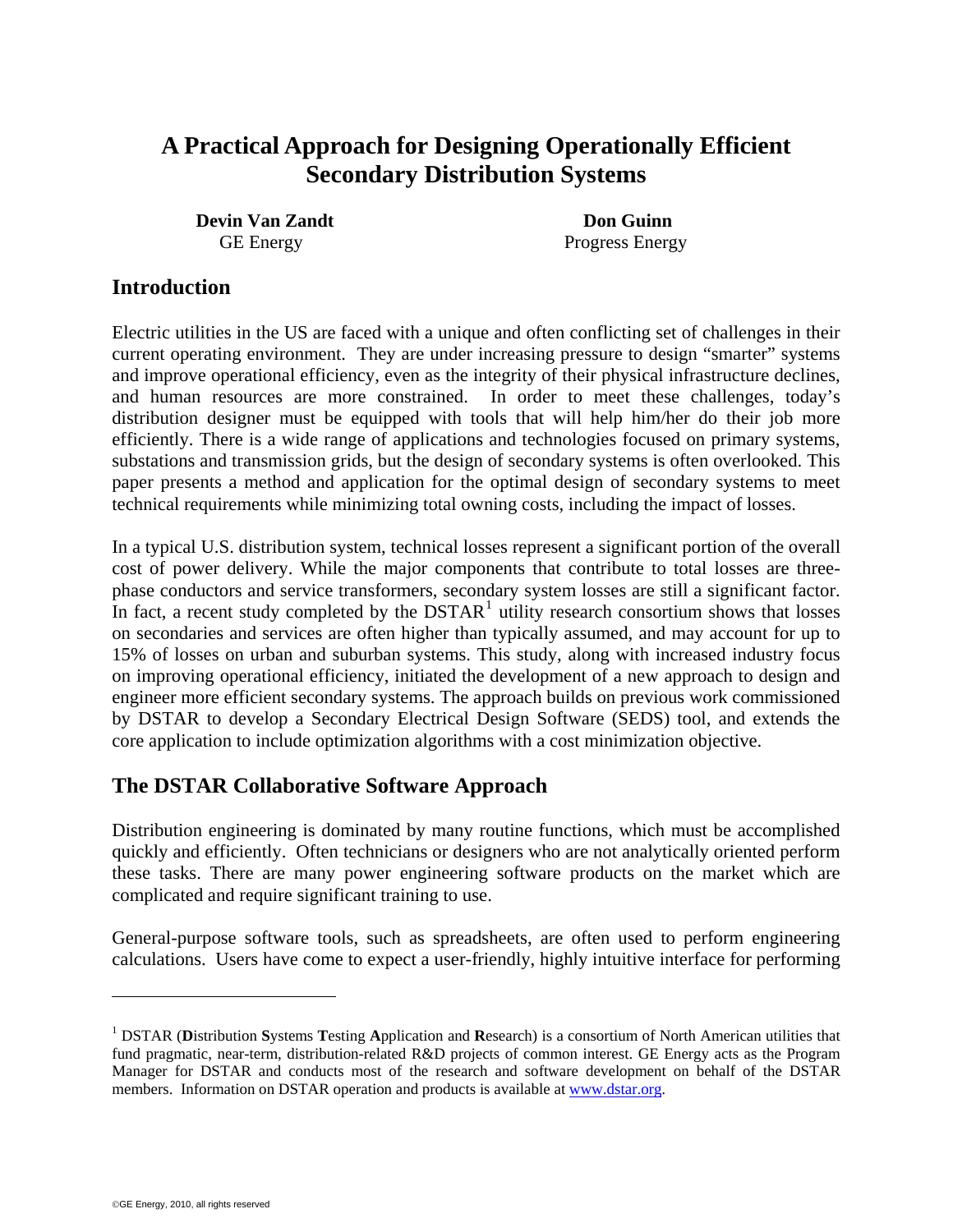# A Practical Approach for Designing Operationally Efficient Secondary Distribution Systems

**Devin Van Zandt**
GE Energy

**Don Guinn**
Progress Energy

## Introduction

Electric utilities in the US are faced with a unique and often conflicting set of challenges in their current operating environment. They are under increasing pressure to design "smarter" systems and improve operational efficiency, even as the integrity of their physical infrastructure declines, and human resources are more constrained. In order to meet these challenges, today's distribution designer must be equipped with tools that will help him/her do their job more efficiently. There is a wide range of applications and technologies focused on primary systems, substations and transmission grids, but the design of secondary systems is often overlooked. This paper presents a method and application for the optimal design of secondary systems to meet technical requirements while minimizing total owning costs, including the impact of losses.

In a typical U.S. distribution system, technical losses represent a significant portion of the overall cost of power delivery. While the major components that contribute to total losses are three-phase conductors and service transformers, secondary system losses are still a significant factor. In fact, a recent study completed by the DSTAR[1] utility research consortium shows that losses on secondaries and services are often higher than typically assumed, and may account for up to 15% of losses on urban and suburban systems. This study, along with increased industry focus on improving operational efficiency, initiated the development of a new approach to design and engineer more efficient secondary systems. The approach builds on previous work commissioned by DSTAR to develop a Secondary Electrical Design Software (SEDS) tool, and extends the core application to include optimization algorithms with a cost minimization objective.

## The DSTAR Collaborative Software Approach

Distribution engineering is dominated by many routine functions, which must be accomplished quickly and efficiently. Often technicians or designers who are not analytically oriented perform these tasks. There are many power engineering software products on the market which are complicated and require significant training to use.

General-purpose software tools, such as spreadsheets, are often used to perform engineering calculations. Users have come to expect a user-friendly, highly intuitive interface for performing

---

[1] DSTAR (**D**istribution **S**ystems **T**esting **A**pplication and **R**esearch) is a consortium of North American utilities that fund pragmatic, near-term, distribution-related R&D projects of common interest. GE Energy acts as the Program Manager for DSTAR and conducts most of the research and software development on behalf of the DSTAR members. Information on DSTAR operation and products is available at www.dstar.org.

©GE Energy, 2010, all rights reserved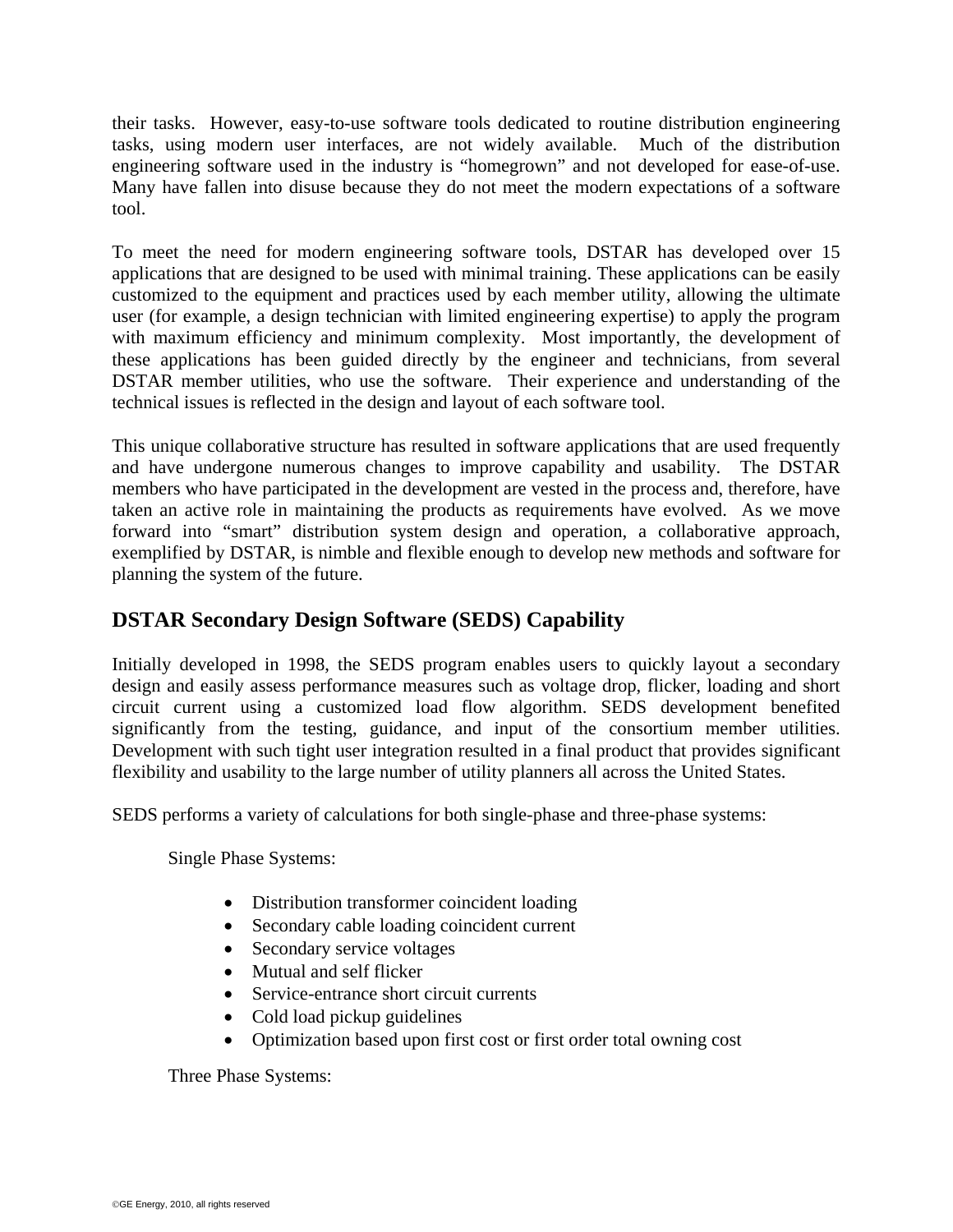their tasks. However, easy-to-use software tools dedicated to routine distribution engineering tasks, using modern user interfaces, are not widely available. Much of the distribution engineering software used in the industry is "homegrown" and not developed for ease-of-use. Many have fallen into disuse because they do not meet the modern expectations of a software tool.

To meet the need for modern engineering software tools, DSTAR has developed over 15 applications that are designed to be used with minimal training. These applications can be easily customized to the equipment and practices used by each member utility, allowing the ultimate user (for example, a design technician with limited engineering expertise) to apply the program with maximum efficiency and minimum complexity. Most importantly, the development of these applications has been guided directly by the engineer and technicians, from several DSTAR member utilities, who use the software. Their experience and understanding of the technical issues is reflected in the design and layout of each software tool.

This unique collaborative structure has resulted in software applications that are used frequently and have undergone numerous changes to improve capability and usability. The DSTAR members who have participated in the development are vested in the process and, therefore, have taken an active role in maintaining the products as requirements have evolved. As we move forward into "smart" distribution system design and operation, a collaborative approach, exemplified by DSTAR, is nimble and flexible enough to develop new methods and software for planning the system of the future.

## DSTAR Secondary Design Software (SEDS) Capability

Initially developed in 1998, the SEDS program enables users to quickly layout a secondary design and easily assess performance measures such as voltage drop, flicker, loading and short circuit current using a customized load flow algorithm. SEDS development benefited significantly from the testing, guidance, and input of the consortium member utilities. Development with such tight user integration resulted in a final product that provides significant flexibility and usability to the large number of utility planners all across the United States.

SEDS performs a variety of calculations for both single-phase and three-phase systems:

Single Phase Systems:

- Distribution transformer coincident loading
- Secondary cable loading coincident current
- Secondary service voltages
- Mutual and self flicker
- Service-entrance short circuit currents
- Cold load pickup guidelines
- Optimization based upon first cost or first order total owning cost

Three Phase Systems: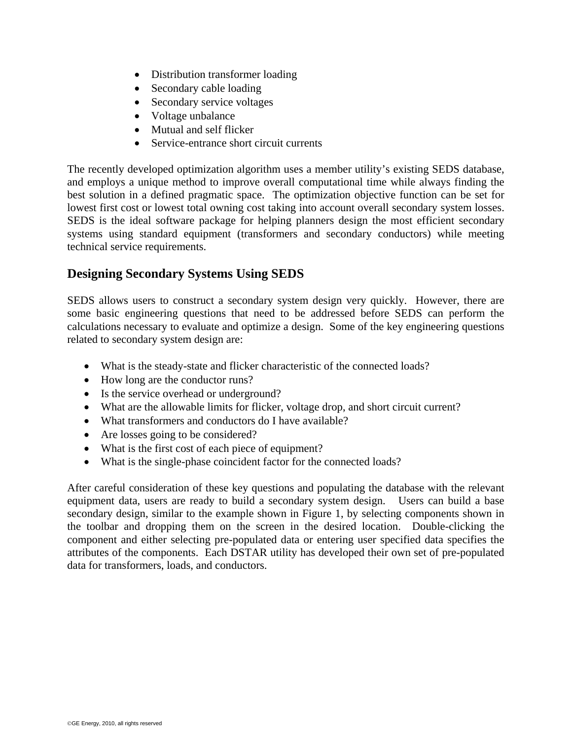- Distribution transformer loading
- Secondary cable loading
- Secondary service voltages
- Voltage unbalance
- Mutual and self flicker
- Service-entrance short circuit currents

The recently developed optimization algorithm uses a member utility's existing SEDS database, and employs a unique method to improve overall computational time while always finding the best solution in a defined pragmatic space. The optimization objective function can be set for lowest first cost or lowest total owning cost taking into account overall secondary system losses. SEDS is the ideal software package for helping planners design the most efficient secondary systems using standard equipment (transformers and secondary conductors) while meeting technical service requirements.

## Designing Secondary Systems Using SEDS

SEDS allows users to construct a secondary system design very quickly. However, there are some basic engineering questions that need to be addressed before SEDS can perform the calculations necessary to evaluate and optimize a design. Some of the key engineering questions related to secondary system design are:

- What is the steady-state and flicker characteristic of the connected loads?
- How long are the conductor runs?
- Is the service overhead or underground?
- What are the allowable limits for flicker, voltage drop, and short circuit current?
- What transformers and conductors do I have available?
- Are losses going to be considered?
- What is the first cost of each piece of equipment?
- What is the single-phase coincident factor for the connected loads?

After careful consideration of these key questions and populating the database with the relevant equipment data, users are ready to build a secondary system design. Users can build a base secondary design, similar to the example shown in Figure 1, by selecting components shown in the toolbar and dropping them on the screen in the desired location. Double-clicking the component and either selecting pre-populated data or entering user specified data specifies the attributes of the components. Each DSTAR utility has developed their own set of pre-populated data for transformers, loads, and conductors.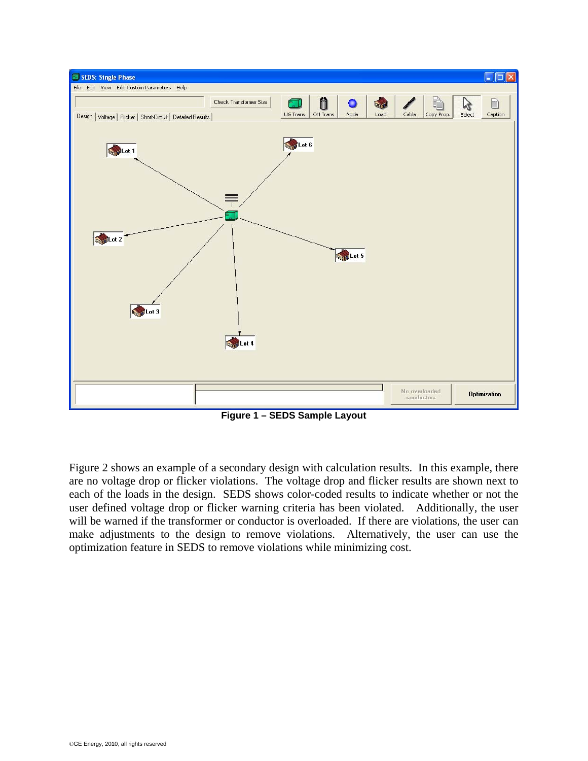**Figure 1 – SEDS Sample Layout**

Figure 2 shows an example of a secondary design with calculation results. In this example, there are no voltage drop or flicker violations. The voltage drop and flicker results are shown next to each of the loads in the design. SEDS shows color-coded results to indicate whether or not the user defined voltage drop or flicker warning criteria has been violated. Additionally, the user will be warned if the transformer or conductor is overloaded. If there are violations, the user can make adjustments to the design to remove violations. Alternatively, the user can use the optimization feature in SEDS to remove violations while minimizing cost.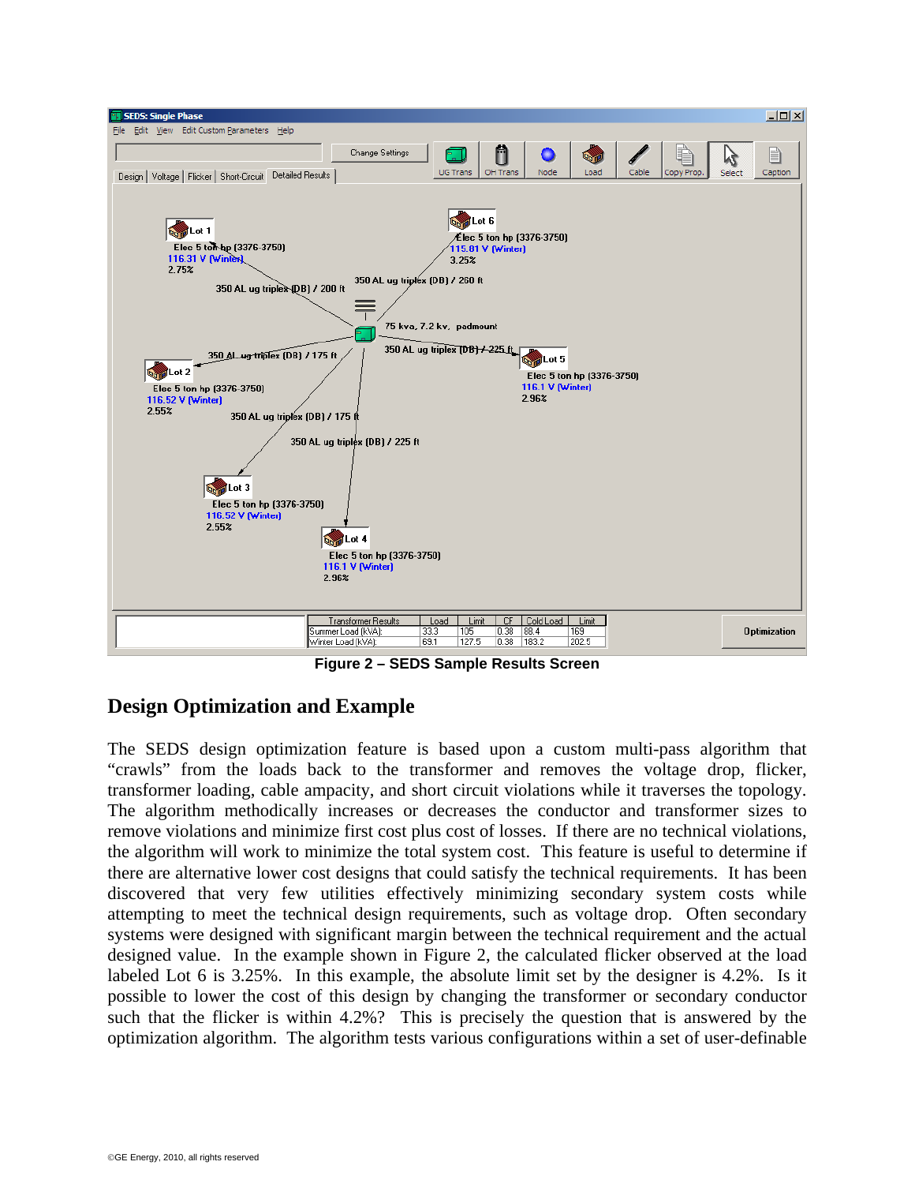Figure 2 – SEDS Sample Results Screen

## Design Optimization and Example

The SEDS design optimization feature is based upon a custom multi-pass algorithm that "crawls" from the loads back to the transformer and removes the voltage drop, flicker, transformer loading, cable ampacity, and short circuit violations while it traverses the topology. The algorithm methodically increases or decreases the conductor and transformer sizes to remove violations and minimize first cost plus cost of losses. If there are no technical violations, the algorithm will work to minimize the total system cost. This feature is useful to determine if there are alternative lower cost designs that could satisfy the technical requirements. It has been discovered that very few utilities effectively minimizing secondary system costs while attempting to meet the technical design requirements, such as voltage drop. Often secondary systems were designed with significant margin between the technical requirement and the actual designed value. In the example shown in Figure 2, the calculated flicker observed at the load labeled Lot 6 is 3.25%. In this example, the absolute limit set by the designer is 4.2%. Is it possible to lower the cost of this design by changing the transformer or secondary conductor such that the flicker is within 4.2%? This is precisely the question that is answered by the optimization algorithm. The algorithm tests various configurations within a set of user-definable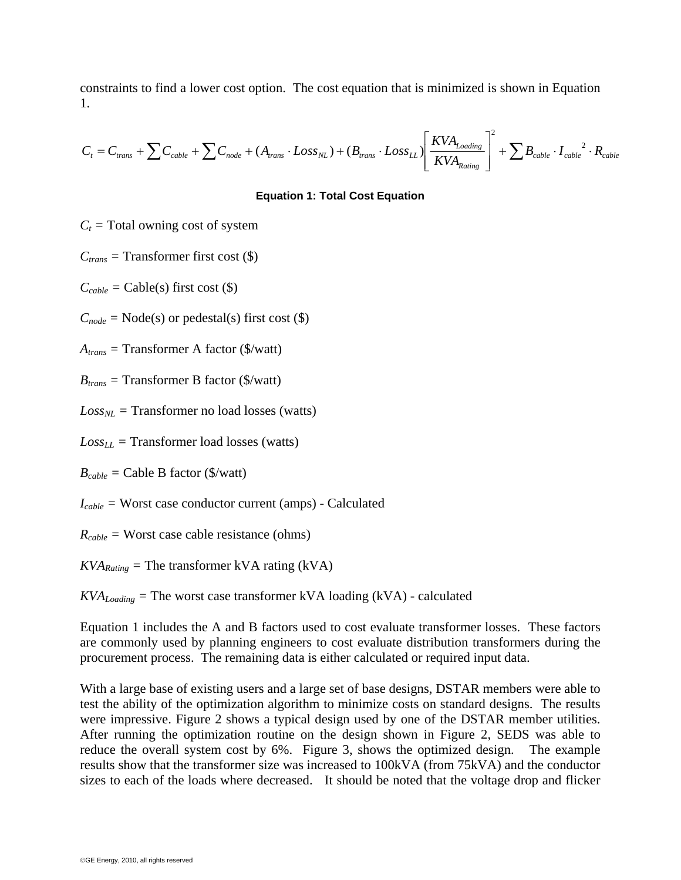constraints to find a lower cost option. The cost equation that is minimized is shown in Equation 1.

$$C_t = C_{trans} + \sum C_{cable} + \sum C_{node} + (A_{trans} \cdot Loss_{NL}) + (B_{trans} \cdot Loss_{LL}) \left[ \frac{KVA_{Loading}}{KVA_{Rating}} \right]^2 + \sum B_{cable} \cdot I_{cable}{}^2 \cdot R_{cable}$$

**Equation 1: Total Cost Equation**

$C_t$ = Total owning cost of system

$C_{trans}$ = Transformer first cost ($)

$C_{cable}$ = Cable(s) first cost ($)

$C_{node}$ = Node(s) or pedestal(s) first cost ($)

$A_{trans}$ = Transformer A factor ($/watt)

$B_{trans}$ = Transformer B factor ($/watt)

$Loss_{NL}$ = Transformer no load losses (watts)

$Loss_{LL}$ = Transformer load losses (watts)

$B_{cable}$ = Cable B factor ($/watt)

$I_{cable}$ = Worst case conductor current (amps) - Calculated

$R_{cable}$ = Worst case cable resistance (ohms)

$KVA_{Rating}$ = The transformer kVA rating (kVA)

$KVA_{Loading}$ = The worst case transformer kVA loading (kVA) - calculated

Equation 1 includes the A and B factors used to cost evaluate transformer losses. These factors are commonly used by planning engineers to cost evaluate distribution transformers during the procurement process. The remaining data is either calculated or required input data.

With a large base of existing users and a large set of base designs, DSTAR members were able to test the ability of the optimization algorithm to minimize costs on standard designs. The results were impressive. Figure 2 shows a typical design used by one of the DSTAR member utilities. After running the optimization routine on the design shown in Figure 2, SEDS was able to reduce the overall system cost by 6%. Figure 3, shows the optimized design. The example results show that the transformer size was increased to 100kVA (from 75kVA) and the conductor sizes to each of the loads where decreased. It should be noted that the voltage drop and flicker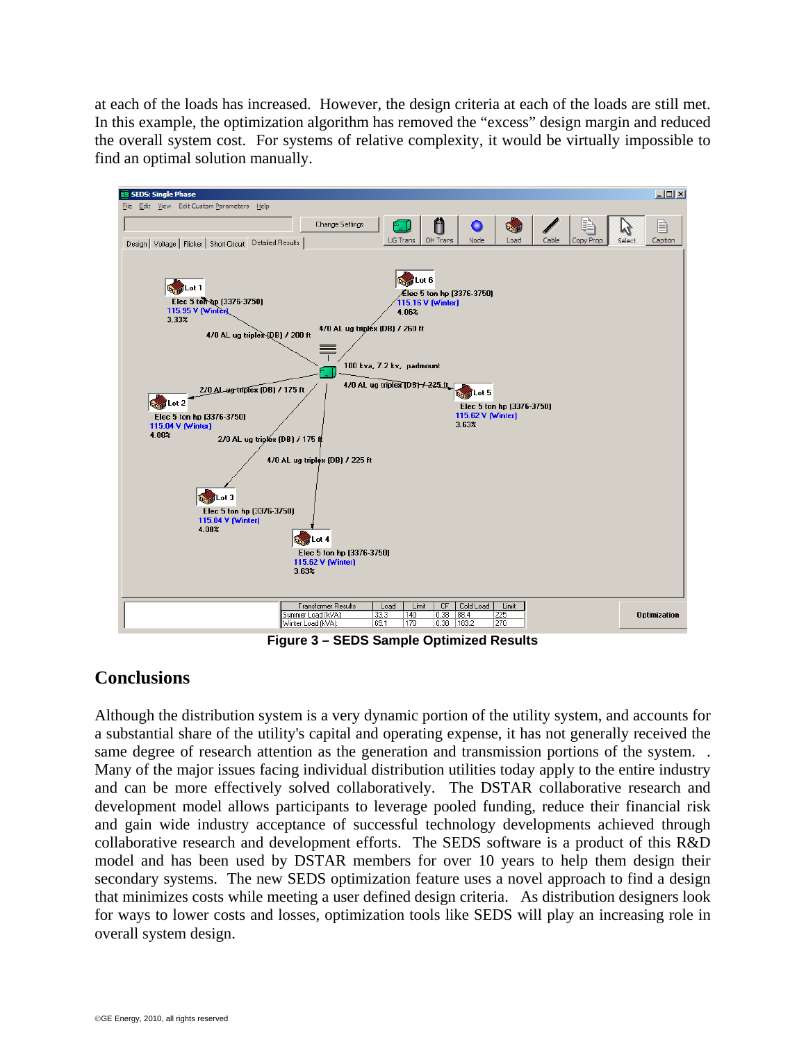at each of the loads has increased. However, the design criteria at each of the loads are still met. In this example, the optimization algorithm has removed the "excess" design margin and reduced the overall system cost. For systems of relative complexity, it would be virtually impossible to find an optimal solution manually.

SEDS: Single Phase

File Edit View Edit Custom Parameters Help

Change Settings

Design Voltage Flicker Short-Circuit Detailed Results

UG Trans OH Trans Node Load Cable Copy Prop Select Caption

Lot 1
Elec 5 ton hp (3376-3750)
115.95 V (Winter)
3.33%

Lot 6
Elec 5 ton hp (3376-3750)
115.16 V (Winter)
4.06%

4/0 AL ug triplex (DB) / 200 ft

4/0 AL ug triplex (DB) / 260 ft

100 kva, 7.2 kv, padmount

4/0 AL ug triplex (DB) / 225 ft

Lot 5
Elec 5 ton hp (3376-3750)
115.62 V (Winter)
3.63%

2/0 AL ug triplex (DB) / 175 ft

Lot 2
Elec 5 ton hp (3376-3750)
115.04 V (Winter)
4.08%

2/0 AL ug triplex (DB) / 175 ft

4/0 AL ug triplex (DB) / 225 ft

Lot 3
Elec 5 ton hp (3376-3750)
115.04 V (Winter)
4.08%

Lot 4
Elec 5 ton hp (3376-3750)
115.62 V (Winter)
3.63%

| Transformer Results | Load | Limit | CF | Cold Load | Limit |
|---|---|---|---|---|---|
| Summer Load (kVA) | 33.3 | 140 | 0.38 | 86.4 | 225 |
| Winter Load (kVA) | 63.1 | 170 | 0.38 | 163.2 | 270 |

Optimization

**Figure 3 – SEDS Sample Optimized Results**

## Conclusions

Although the distribution system is a very dynamic portion of the utility system, and accounts for a substantial share of the utility's capital and operating expense, it has not generally received the same degree of research attention as the generation and transmission portions of the system. . Many of the major issues facing individual distribution utilities today apply to the entire industry and can be more effectively solved collaboratively. The DSTAR collaborative research and development model allows participants to leverage pooled funding, reduce their financial risk and gain wide industry acceptance of successful technology developments achieved through collaborative research and development efforts. The SEDS software is a product of this R&D model and has been used by DSTAR members for over 10 years to help them design their secondary systems. The new SEDS optimization feature uses a novel approach to find a design that minimizes costs while meeting a user defined design criteria. As distribution designers look for ways to lower costs and losses, optimization tools like SEDS will play an increasing role in overall system design.

©GE Energy, 2010, all rights reserved